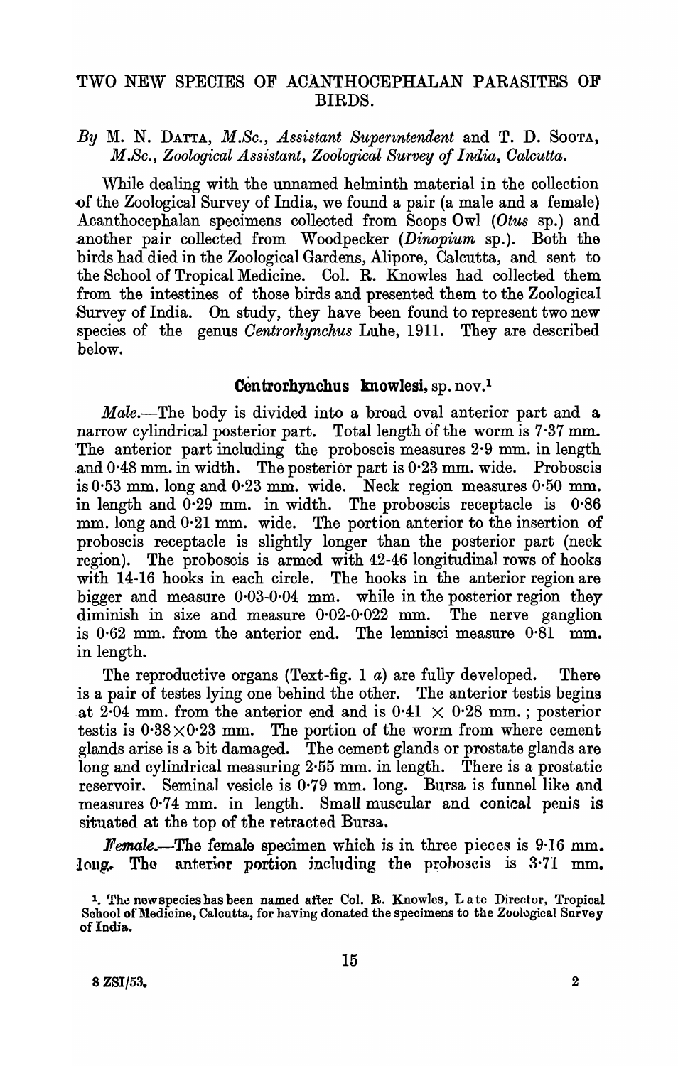# TWO NEW SPECIES OF ACANTHOCEPHALAN PARASITES OF BIRDS.

*By* M. N. DATTA, *M.Sc., Assistant Superintendent* and T. D. SOOTA, *M.Sc., Zoological Assistant, Zoological Survey of India, Calcutta.*

While dealing with the unnamed helminth material in the collection of the Zoological Survey of India, we found a pair (a male and a female) Acanthocephalan specimens collected from Scops Owl (*Otus* sp.) and another pair collected from Woodpecker (*Dinopium* sp.). Both the birds had died in the Zoological Gardens, Alipore, Calcutta, and sent to the School of Tropical Medicine. Col. R. Knowles had collected them from the intestines of those birds and presented them to the Zoological Survey of India. On study, they have been found to represent two new species of the genus *Centrorhynchus* Luhe, 1911. They are described below.

## Centrorhynchus knowlesi, sp. nov.[1]

*Male.*—The body is divided into a broad oval anterior part and a narrow cylindrical posterior part. Total length of the worm is 7·37 mm. The anterior part including the proboscis measures 2·9 mm. in length and 0·48 mm. in width. The posterior part is 0·23 mm. wide. Proboscis is 0·53 mm. long and 0·23 mm. wide. Neck region measures 0·50 mm. in length and 0·29 mm. in width. The proboscis receptacle is 0·86 mm. long and 0·21 mm. wide. The portion anterior to the insertion of proboscis receptacle is slightly longer than the posterior part (neck region). The proboscis is armed with 42-46 longitudinal rows of hooks with 14-16 hooks in each circle. The hooks in the anterior region are bigger and measure 0·03-0·04 mm. while in the posterior region they diminish in size and measure 0·02-0·022 mm. The nerve ganglion is 0·62 mm. from the anterior end. The lemnisci measure 0·81 mm. in length.

The reproductive organs (Text-fig. 1 *a*) are fully developed. There is a pair of testes lying one behind the other. The anterior testis begins at 2·04 mm. from the anterior end and is 0·41 $\times$ 0·28 mm.; posterior testis is 0·38$\times$0·23 mm. The portion of the worm from where cement glands arise is a bit damaged. The cement glands or prostate glands are long and cylindrical measuring 2·55 mm. in length. There is a prostatic reservoir. Seminal vesicle is 0·79 mm. long. Bursa is funnel like and measures 0·74 mm. in length. Small muscular and conical penis is situated at the top of the retracted Bursa.

*Female.*—The female specimen which is in three pieces is 9·16 mm. long. The anterior portion including the proboscis is 3·71 mm.

[1] The new species has been named after Col. R. Knowles, Late Director, Tropical School of Medicine, Calcutta, for having donated the specimens to the Zoological Survey of India.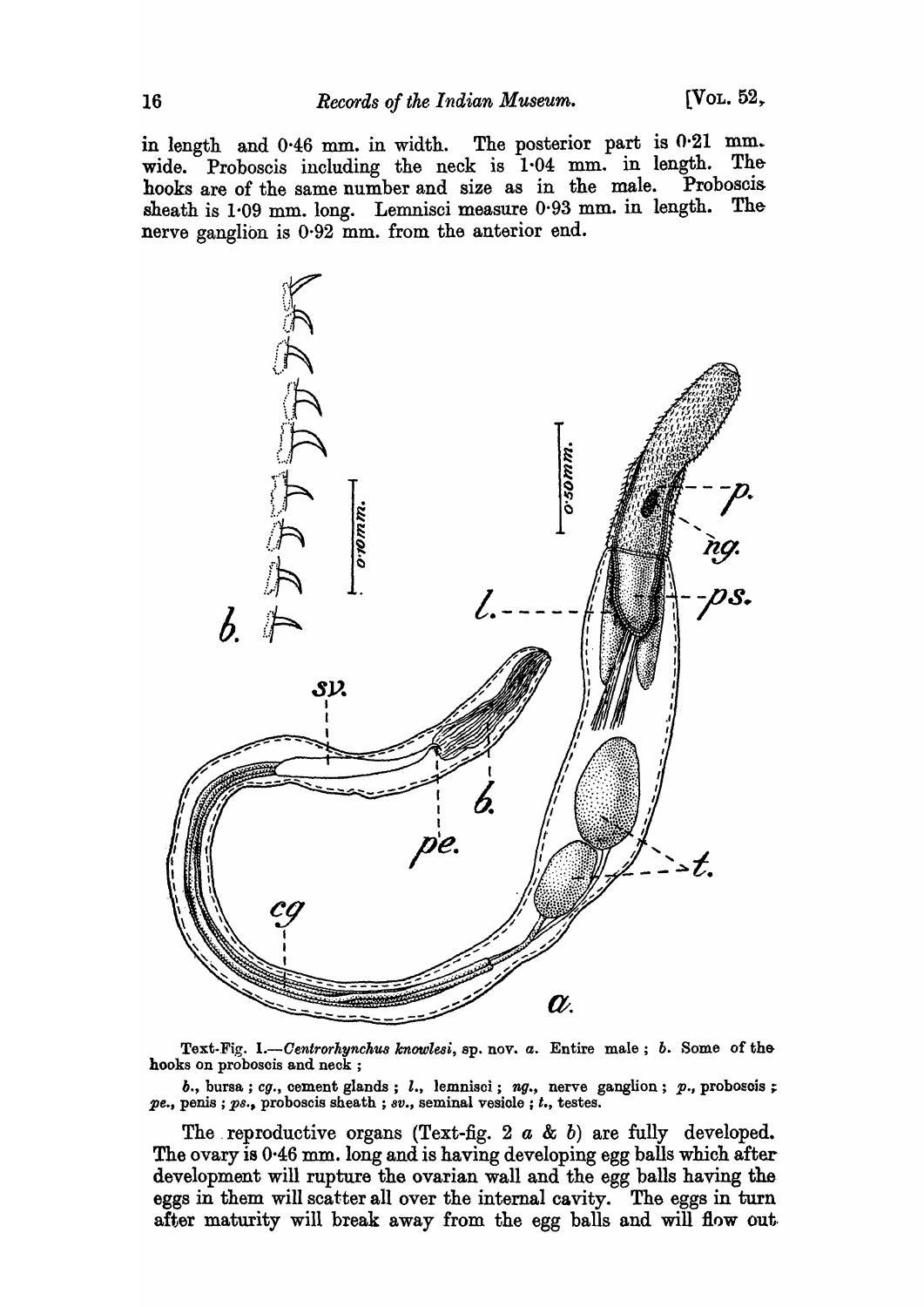in length and 0·46 mm. in width. The posterior part is 0·21 mm. wide. Proboscis including the neck is 1·04 mm. in length. The hooks are of the same number and size as in the male. Proboscis sheath is 1·09 mm. long. Lemnisci measure 0·93 mm. in length. The nerve ganglion is 0·92 mm. from the anterior end.

Text-Fig. 1.—*Centrorhynchus knowlesi*, sp. nov. *a*. Entire male ; *b*. Some of the hooks on proboscis and neck ;

*b*., bursa ; *cg*., cement glands ; *l*., lemnisci ; *ng*., nerve ganglion ; *p*., proboscis ; *pe*., penis ; *ps*., proboscis sheath ; *sv*., seminal vesicle ; *t*., testes.

The reproductive organs (Text-fig. 2 *a* & *b*) are fully developed. The ovary is 0·46 mm. long and is having developing egg balls which after development will rupture the ovarian wall and the egg balls having the eggs in them will scatter all over the internal cavity. The eggs in turn after maturity will break away from the egg balls and will flow out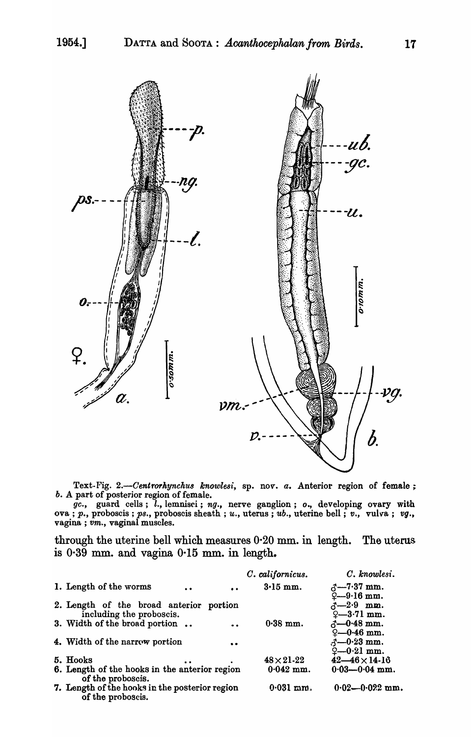Text-Fig. 2.—*Centrorhynchus knowlesi*, sp. nov. *a.* Anterior region of female; *b.* A part of posterior region of female.

*gc.*, guard cells; *l.*, lemnisci; *ng.*, nerve ganglion; *o.*, developing ovary with ova; *p.*, proboscis; *ps.*, proboscis sheath; *u.*, uterus; *ub.*, uterine bell; *v.*, vulva; *vg.*, vagina; *vm.*, vaginal muscles.

through the uterine bell which measures 0·20 mm. in length. The uterus is 0·39 mm. and vagina 0·15 mm. in length.

| | *C. californicus.* | *C. knowlesi.* |
|---|---|---|
| 1. Length of the worms | 3·15 mm. | ♂—7·37 mm.<br>♀—9·16 mm. |
| 2. Length of the broad anterior portion including the proboscis. | | ♂—2·9 mm.<br>♀—3·71 mm. |
| 3. Width of the broad portion | 0·38 mm. | ♂—0·48 mm.<br>♀—0·46 mm. |
| 4. Width of the narrow portion | | ♂—0·23 mm.<br>♀—0·21 mm. |
| 5. Hooks | 48 × 21-22 | 42—46 × 14-16 |
| 6. Length of the hooks in the anterior region of the proboscis. | 0·042 mm. | 0·03—0·04 mm. |
| 7. Length of the hooks in the posterior region of the proboscis. | 0·031 mm. | 0·02—0·022 mm. |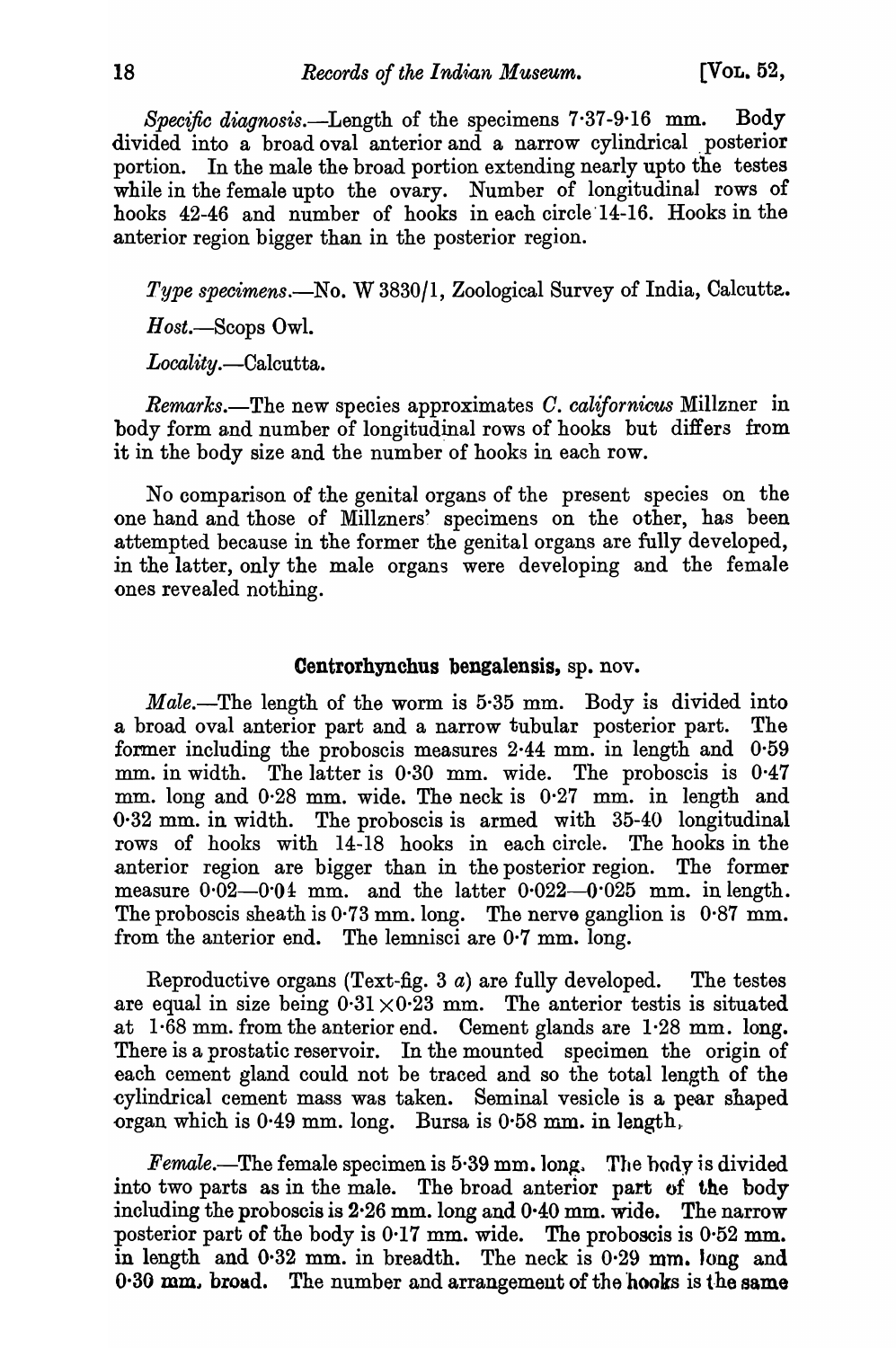*Specific diagnosis.*—Length of the specimens 7·37-9·16 mm. Body divided into a broad oval anterior and a narrow cylindrical posterior portion. In the male the broad portion extending nearly upto the testes while in the female upto the ovary. Number of longitudinal rows of hooks 42-46 and number of hooks in each circle 14-16. Hooks in the anterior region bigger than in the posterior region.

*Type specimens.*—No. W 3830/1, Zoological Survey of India, Calcutta.

*Host.*—Scops Owl.

*Locality.*—Calcutta.

*Remarks.*—The new species approximates *C. californicus* Millzner in body form and number of longitudinal rows of hooks but differs from it in the body size and the number of hooks in each row.

No comparison of the genital organs of the present species on the one hand and those of Millzners' specimens on the other, has been attempted because in the former the genital organs are fully developed, in the latter, only the male organs were developing and the female ones revealed nothing.

## Centrorhynchus bengalensis, sp. nov.

*Male.*—The length of the worm is 5·35 mm. Body is divided into a broad oval anterior part and a narrow tubular posterior part. The former including the proboscis measures 2·44 mm. in length and 0·59 mm. in width. The latter is 0·30 mm. wide. The proboscis is 0·47 mm. long and 0·28 mm. wide. The neck is 0·27 mm. in length and 0·32 mm. in width. The proboscis is armed with 35-40 longitudinal rows of hooks with 14-18 hooks in each circle. The hooks in the anterior region are bigger than in the posterior region. The former measure 0·02—0·04 mm. and the latter 0·022—0·025 mm. in length. The proboscis sheath is 0·73 mm. long. The nerve ganglion is 0·87 mm. from the anterior end. The lemnisci are 0·7 mm. long.

Reproductive organs (Text-fig. 3 *a*) are fully developed. The testes are equal in size being $0{\cdot}31 \times 0{\cdot}23$ mm. The anterior testis is situated at 1·68 mm. from the anterior end. Cement glands are 1·28 mm. long. There is a prostatic reservoir. In the mounted specimen the origin of each cement gland could not be traced and so the total length of the cylindrical cement mass was taken. Seminal vesicle is a pear shaped organ which is 0·49 mm. long. Bursa is 0·58 mm. in length.

*Female.*—The female specimen is 5·39 mm. long. The body is divided into two parts as in the male. The broad anterior part of the body including the proboscis is 2·26 mm. long and 0·40 mm. wide. The narrow posterior part of the body is 0·17 mm. wide. The proboscis is 0·52 mm. in length and 0·32 mm. in breadth. The neck is 0·29 mm. long and 0·30 mm. broad. The number and arrangement of the hooks is the same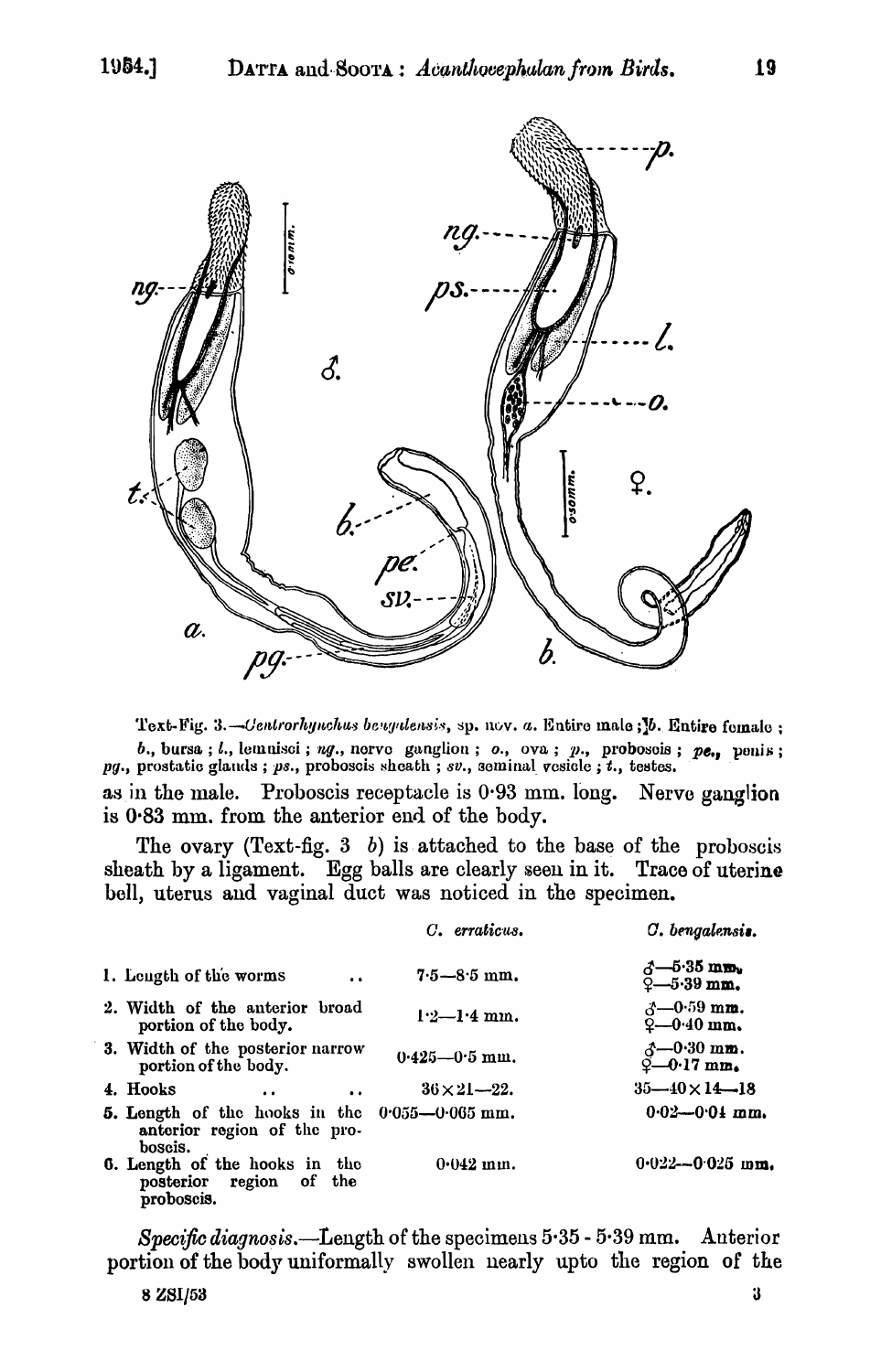Text-Fig. 3.—*Centrorhynchus bengalensis*, sp. nov. *a.* Entire male ; *b.* Entire female ; *b.*, bursa ; *l.*, lemnisci ; *ng.*, nerve ganglion ; *o.*, ova ; *p.*, proboscis ; *pe.*, penis ; *pg.*, prostatic glands ; *ps.*, proboscis sheath ; *sv.*, seminal vesicle ; *t.*, testes.

as in the male. Proboscis receptacle is 0·93 mm. long. Nerve ganglion is 0·83 mm. from the anterior end of the body.

The ovary (Text-fig. 3 *b*) is attached to the base of the proboscis sheath by a ligament. Egg balls are clearly seen in it. Trace of uterine bell, uterus and vaginal duct was noticed in the specimen.

| | *C. erraticus.* | *C. bengalensis.* |
|---|---|---|
| 1. Length of the worms | 7·5—8·5 mm. | ♂—5·35 mm. ♀—5·39 mm. |
| 2. Width of the anterior broad portion of the body. | 1·2—1·4 mm. | ♂—0·59 mm. ♀—0·40 mm. |
| 3. Width of the posterior narrow portion of the body. | 0·425—0·5 mm. | ♂—0·30 mm. ♀—0·17 mm. |
| 4. Hooks | 36 × 21—22. | 35—40 × 14—18 |
| 5. Length of the hooks in the anterior region of the proboscis. | 0·055—0·065 mm. | 0·02—0·04 mm. |
| 6. Length of the hooks in the posterior region of the proboscis. | 0·042 mm. | 0·022—0·025 mm. |

*Specific diagnosis.*—Length of the specimens 5·35 - 5·39 mm. Anterior portion of the body uniformally swollen nearly upto the region of the

8 ZSI/53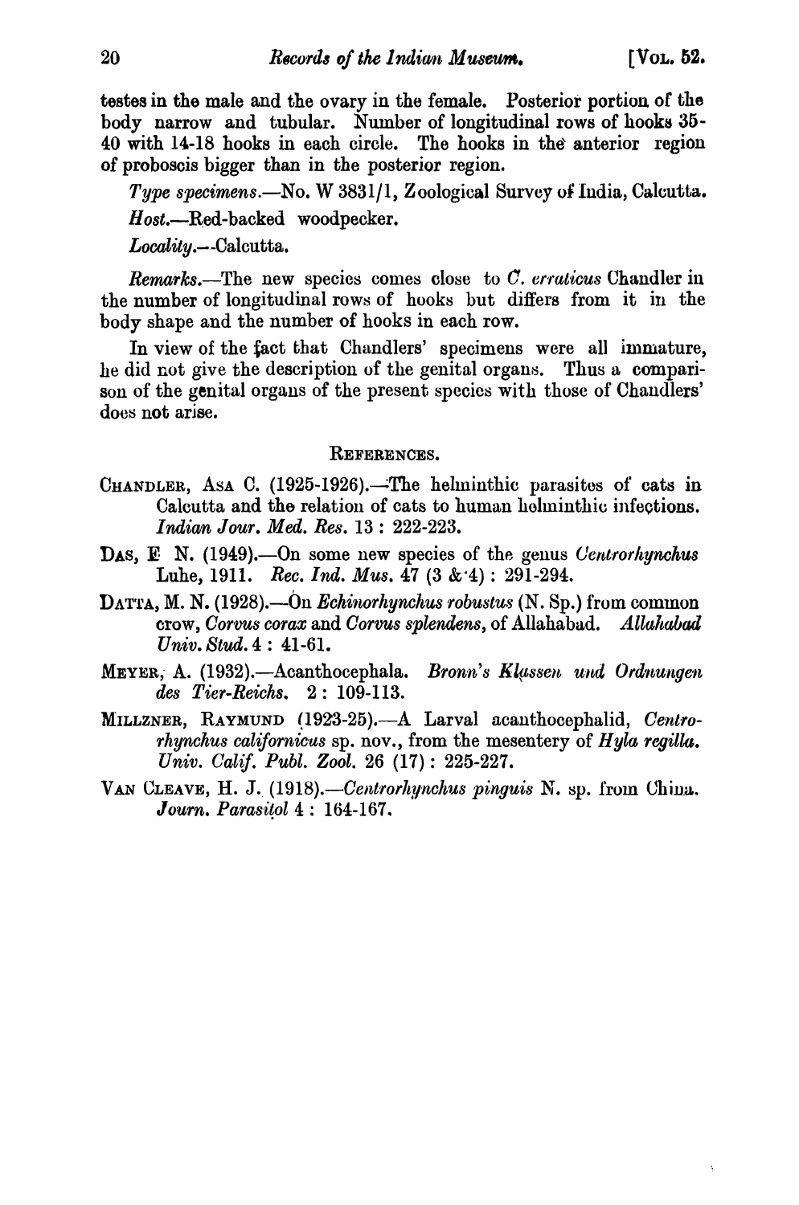testes in the male and the ovary in the female. Posterior portion of the body narrow and tubular. Number of longitudinal rows of hooks 35-40 with 14-18 hooks in each circle. The hooks in the anterior region of proboscis bigger than in the posterior region.

*Type specimens*.—No. W 3831/1, Zoological Survey of India, Calcutta.

*Host*.—Red-backed woodpecker.

*Locality*.—Calcutta.

*Remarks*.—The new species comes close to *C. erraticus* Chandler in the number of longitudinal rows of hooks but differs from it in the body shape and the number of hooks in each row.

In view of the fact that Chandlers' specimens were all immature, he did not give the description of the genital organs. Thus a comparison of the genital organs of the present species with those of Chandlers' does not arise.

## REFERENCES.

CHANDLER, ASA C. (1925-1926).—The helminthic parasites of cats in Calcutta and the relation of cats to human helminthic infections. *Indian Jour. Med. Res.* 13 : 222-223.

DAS, E N. (1949).—On some new species of the genus *Centrorhynchus* Luhe, 1911. *Rec. Ind. Mus.* 47 (3 & 4) : 291-294.

DATTA, M. N. (1928).—On *Echinorhynchus robustus* (N. Sp.) from common crow, *Corvus corax* and *Corvus splendens*, of Allahabad. *Allahabad Univ. Stud.* 4 : 41-61.

MEYER, A. (1932).—Acanthocephala. *Bronn's Klassen und Ordnungen des Tier-Reichs.* 2 : 109-113.

MILLZNER, RAYMUND (1923-25).—A Larval acanthocephalid, *Centrorhynchus californicus* sp. nov., from the mesentery of *Hyla regilla*. *Univ. Calif. Publ. Zool.* 26 (17) : 225-227.

VAN CLEAVE, H. J. (1918).—*Centrorhynchus pinguis* N. sp. from China. *Journ. Parasitol* 4 : 164-167.